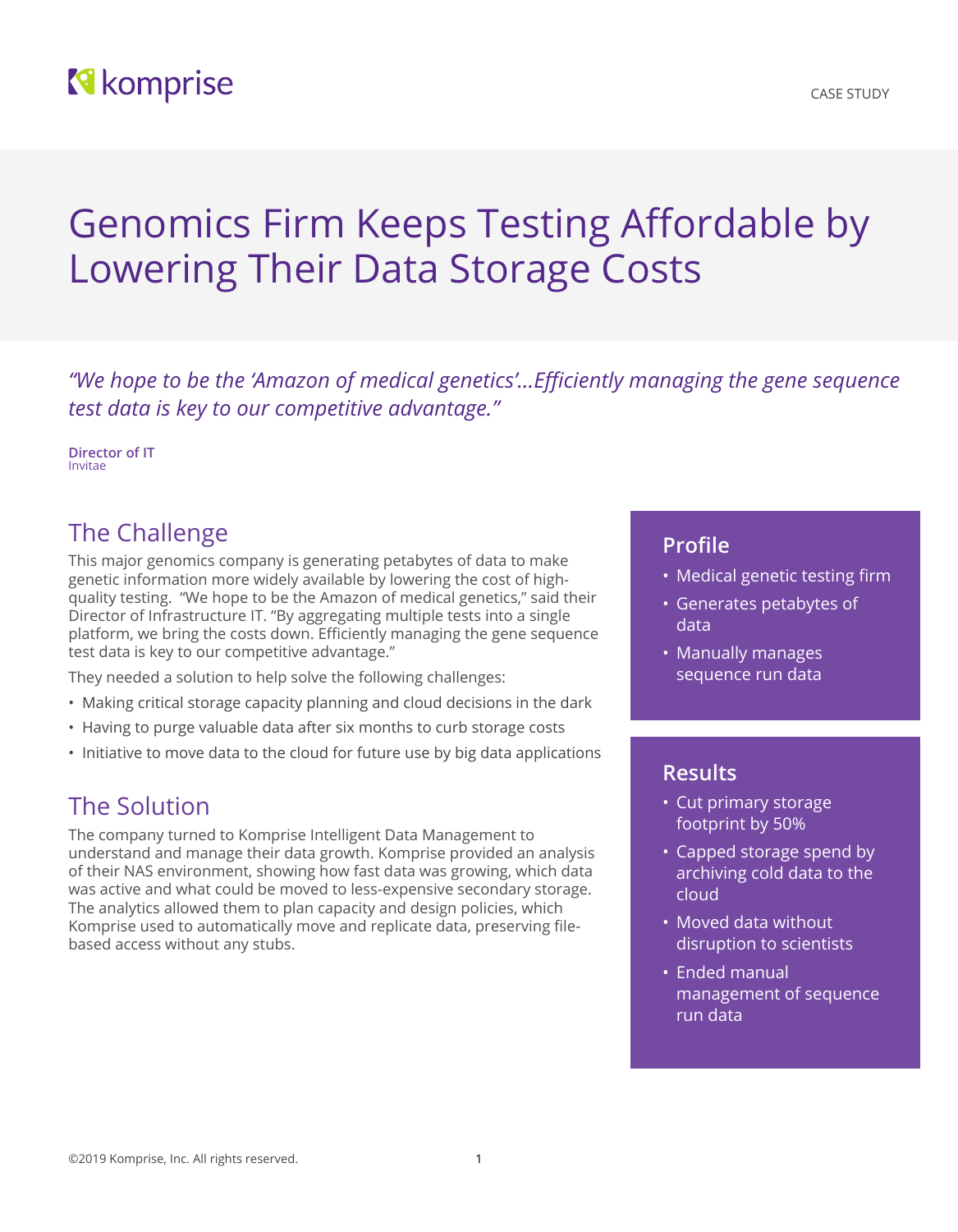komprise

CASE STUDY

# Genomics Firm Keeps Testing Affordable by Lowering Their Data Storage Costs

*"We hope to be the 'Amazon of medical genetics'...Efficiently managing the gene sequence test data is key to our competitive advantage."*

**Director of IT**
Invitae

## The Challenge

This major genomics company is generating petabytes of data to make genetic information more widely available by lowering the cost of high-quality testing. "We hope to be the Amazon of medical genetics," said their Director of Infrastructure IT. "By aggregating multiple tests into a single platform, we bring the costs down. Efficiently managing the gene sequence test data is key to our competitive advantage."

They needed a solution to help solve the following challenges:

- Making critical storage capacity planning and cloud decisions in the dark
- Having to purge valuable data after six months to curb storage costs
- Initiative to move data to the cloud for future use by big data applications

## The Solution

The company turned to Komprise Intelligent Data Management to understand and manage their data growth. Komprise provided an analysis of their NAS environment, showing how fast data was growing, which data was active and what could be moved to less-expensive secondary storage. The analytics allowed them to plan capacity and design policies, which Komprise used to automatically move and replicate data, preserving file-based access without any stubs.

## Profile

- Medical genetic testing firm
- Generates petabytes of data
- Manually manages sequence run data

## Results

- Cut primary storage footprint by 50%
- Capped storage spend by archiving cold data to the cloud
- Moved data without disruption to scientists
- Ended manual management of sequence run data

©2019 Komprise, Inc. All rights reserved.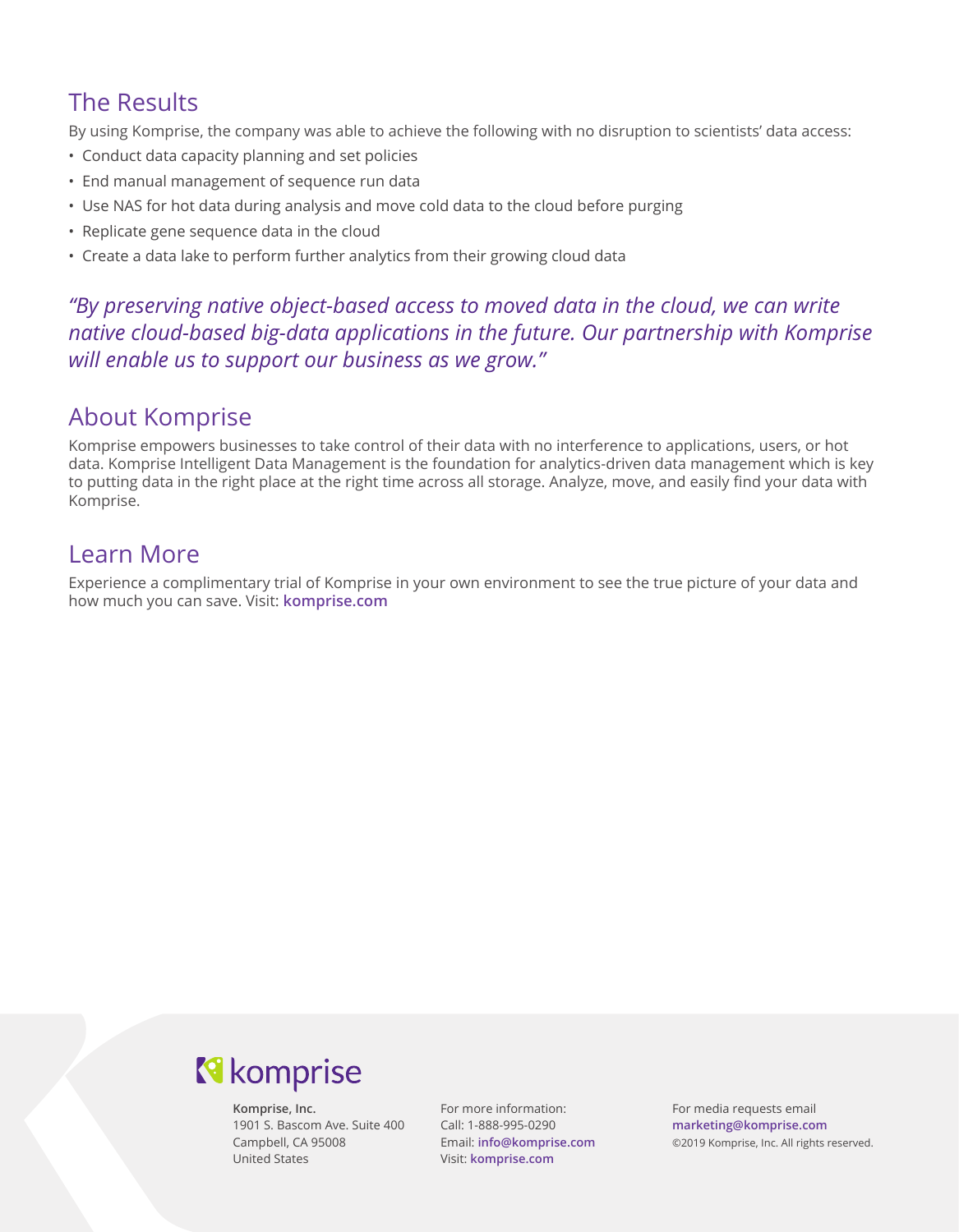## The Results

By using Komprise, the company was able to achieve the following with no disruption to scientists' data access:

- Conduct data capacity planning and set policies
- End manual management of sequence run data
- Use NAS for hot data during analysis and move cold data to the cloud before purging
- Replicate gene sequence data in the cloud
- Create a data lake to perform further analytics from their growing cloud data

*"By preserving native object-based access to moved data in the cloud, we can write native cloud-based big-data applications in the future. Our partnership with Komprise will enable us to support our business as we grow."*

## About Komprise

Komprise empowers businesses to take control of their data with no interference to applications, users, or hot data. Komprise Intelligent Data Management is the foundation for analytics-driven data management which is key to putting data in the right place at the right time across all storage. Analyze, move, and easily find your data with Komprise.

## Learn More

Experience a complimentary trial of Komprise in your own environment to see the true picture of your data and how much you can save. Visit: **komprise.com**

komprise

**Komprise, Inc.**
1901 S. Bascom Ave. Suite 400
Campbell, CA 95008
United States

For more information:
Call: 1-888-995-0290
Email: **info@komprise.com**
Visit: **komprise.com**

For media requests email
**marketing@komprise.com**
©2019 Komprise, Inc. All rights reserved.